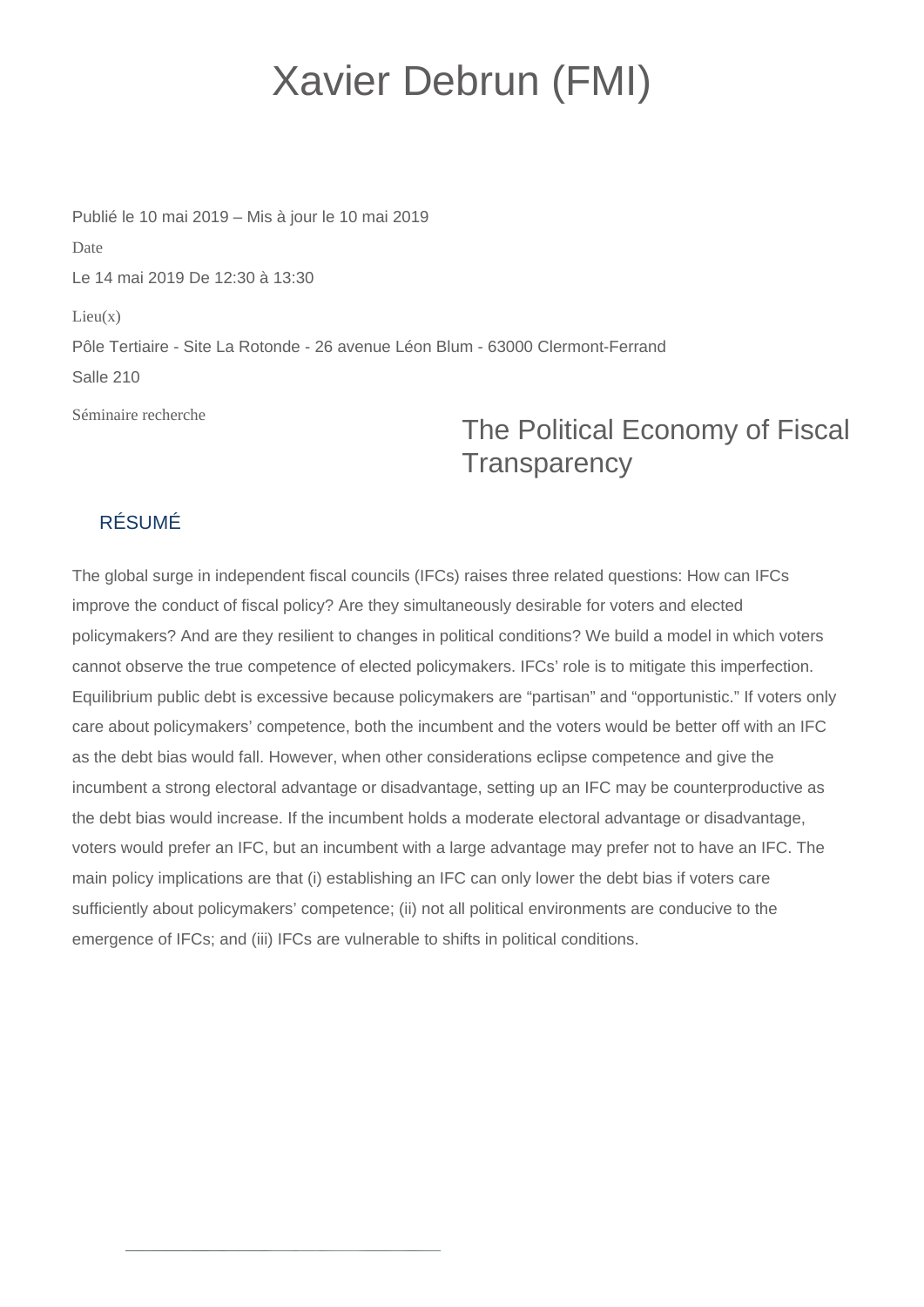# Xavier Debrun (FMI)

Publié le 10 mai 2019 – Mis à jour le 10 mai 2019

Date

Le 14 mai 2019 De 12:30 à 13:30

Lieu(x)

Pôle Tertiaire - Site La Rotonde - 26 avenue Léon Blum - 63000 Clermont-Ferrand

Salle 210

Séminaire recherche

## The Political Economy of Fiscal Transparency

### RÉSUMÉ

The global surge in independent fiscal councils (IFCs) raises three related questions: How can IFCs improve the conduct of fiscal policy? Are they simultaneously desirable for voters and elected policymakers? And are they resilient to changes in political conditions? We build a model in which voters cannot observe the true competence of elected policymakers. IFCs' role is to mitigate this imperfection. Equilibrium public debt is excessive because policymakers are "partisan" and "opportunistic." If voters only care about policymakers' competence, both the incumbent and the voters would be better off with an IFC as the debt bias would fall. However, when other considerations eclipse competence and give the incumbent a strong electoral advantage or disadvantage, setting up an IFC may be counterproductive as the debt bias would increase. If the incumbent holds a moderate electoral advantage or disadvantage, voters would prefer an IFC, but an incumbent with a large advantage may prefer not to have an IFC. The main policy implications are that (i) establishing an IFC can only lower the debt bias if voters care sufficiently about policymakers' competence; (ii) not all political environments are conducive to the emergence of IFCs; and (iii) IFCs are vulnerable to shifts in political conditions.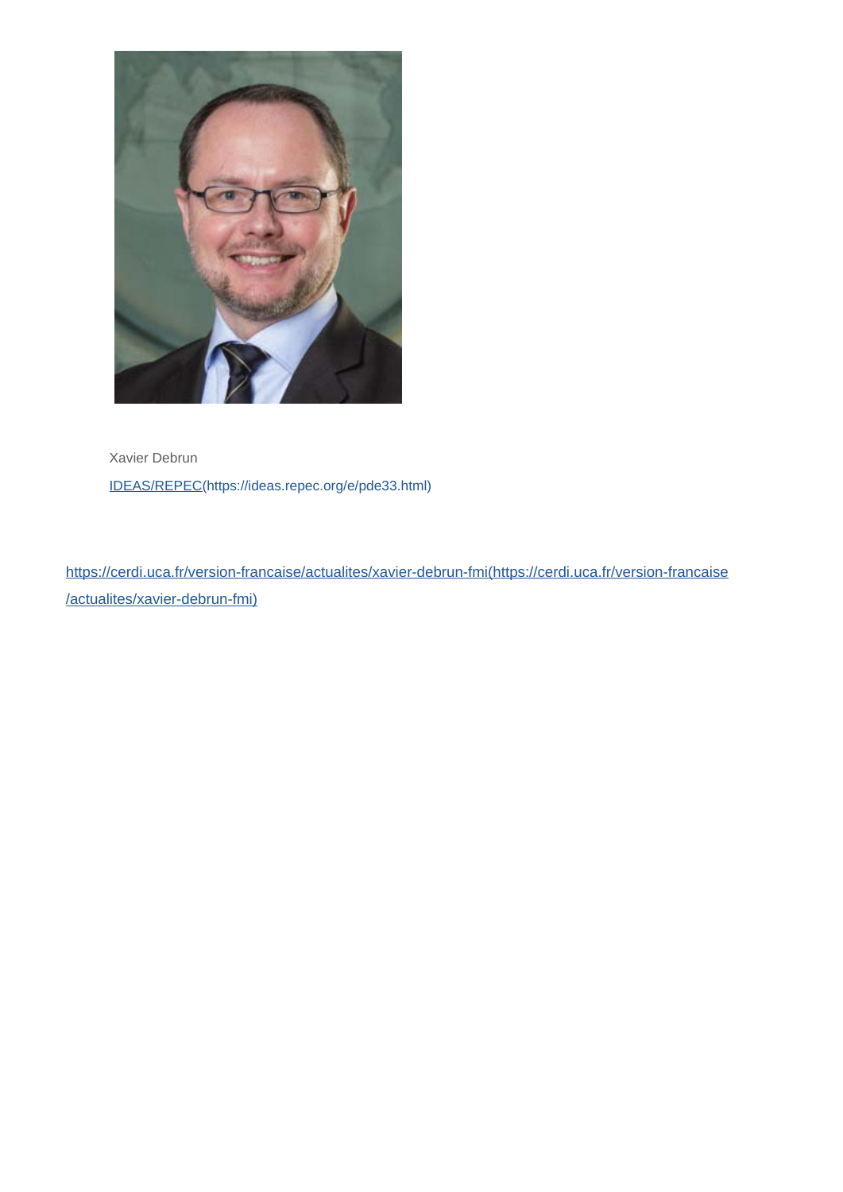Xavier Debrun

[IDEAS/REPEC](https://ideas.repec.org/e/pde33.html)(https://ideas.repec.org/e/pde33.html)

[https://cerdi.uca.fr/version-francaise/actualites/xavier-debrun-fmi](https://cerdi.uca.fr/version-francaise/actualites/xavier-debrun-fmi)(https://cerdi.uca.fr/version-francaise/actualites/xavier-debrun-fmi)